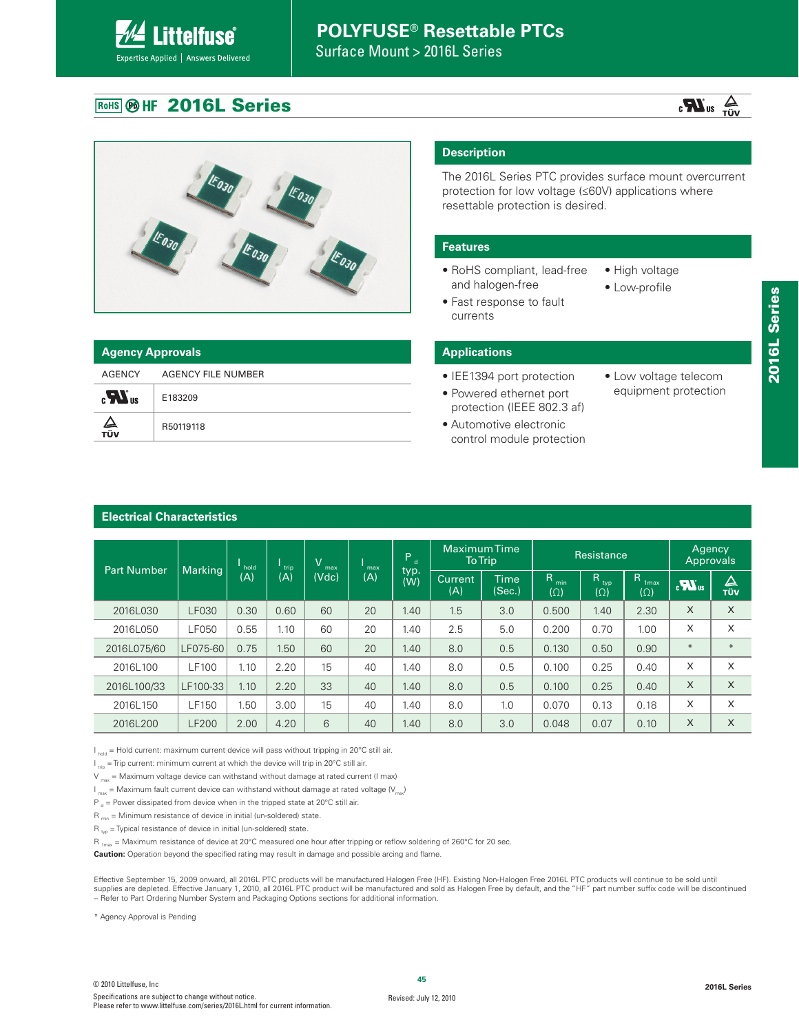# POLYFUSE® Resettable PTCs

Surface Mount > 2016L Series

## 2016L Series

### Description

The 2016L Series PTC provides surface mount overcurrent protection for low voltage (≤60V) applications where resettable protection is desired.

### Features

- RoHS compliant, lead-free and halogen-free
- Fast response to fault currents
- High voltage
- Low-profile

### Agency Approvals

| AGENCY | AGENCY FILE NUMBER |
|---|---|
| cULus | E183209 |
| TÜV | R50119118 |

### Applications

- IEE1394 port protection
- Powered ethernet port protection (IEEE 802.3 af)
- Automotive electronic control module protection
- Low voltage telecom equipment protection

### Electrical Characteristics

| Part Number | Marking | $I_{hold}$ (A) | $I_{trip}$ (A) | $V_{max}$ (Vdc) | $I_{max}$ (A) | $P_d$ typ. (W) | Maximum Time To Trip | | Resistance | | | Agency Approvals | |
|---|---|---|---|---|---|---|---|---|---|---|---|---|---|
| | | | | | | | Current (A) | Time (Sec.) | $R_{min}$ (Ω) | $R_{typ}$ (Ω) | $R_{1max}$ (Ω) | cULus | TÜV |
| 2016L030 | LF030 | 0.30 | 0.60 | 60 | 20 | 1.40 | 1.5 | 3.0 | 0.500 | 1.40 | 2.30 | X | X |
| 2016L050 | LF050 | 0.55 | 1.10 | 60 | 20 | 1.40 | 2.5 | 5.0 | 0.200 | 0.70 | 1.00 | X | X |
| 2016L075/60 | LF075-60 | 0.75 | 1.50 | 60 | 20 | 1.40 | 8.0 | 0.5 | 0.130 | 0.50 | 0.90 | * | * |
| 2016L100 | LF100 | 1.10 | 2.20 | 15 | 40 | 1.40 | 8.0 | 0.5 | 0.100 | 0.25 | 0.40 | X | X |
| 2016L100/33 | LF100-33 | 1.10 | 2.20 | 33 | 40 | 1.40 | 8.0 | 0.5 | 0.100 | 0.25 | 0.40 | X | X |
| 2016L150 | LF150 | 1.50 | 3.00 | 15 | 40 | 1.40 | 8.0 | 1.0 | 0.070 | 0.13 | 0.18 | X | X |
| 2016L200 | LF200 | 2.00 | 4.20 | 6 | 40 | 1.40 | 8.0 | 3.0 | 0.048 | 0.07 | 0.10 | X | X |

$I_{hold}$ = Hold current: maximum current device will pass without tripping in 20°C still air.

$I_{trip}$ = Trip current: minimum current at which the device will trip in 20°C still air.

$V_{max}$ = Maximum voltage device can withstand without damage at rated current (I max)

$I_{max}$ = Maximum fault current device can withstand without damage at rated voltage ($V_{max}$)

$P_d$ = Power dissipated from device when in the tripped state at 20°C still air.

$R_{min}$ = Minimum resistance of device in initial (un-soldered) state.

$R_{typ}$ = Typical resistance of device in initial (un-soldered) state.

$R_{1max}$ = Maximum resistance of device at 20°C measured one hour after tripping or reflow soldering of 260°C for 20 sec.

**Caution:** Operation beyond the specified rating may result in damage and possible arcing and flame.

Effective September 15, 2009 onward, all 2016L PTC products will be manufactured Halogen Free (HF). Existing Non-Halogen Free 2016L PTC products will continue to be sold until supplies are depleted. Effective January 1, 2010, all 2016L PTC product will be manufactured and sold as Halogen Free by default, and the "HF" part number suffix code will be discontinued -- Refer to Part Ordering Number System and Packaging Options sections for additional information.

\* Agency Approval is Pending

© 2010 Littelfuse, Inc

Specifications are subject to change without notice.
Please refer to www.littelfuse.com/series/2016L.html for current information.

Revised: July 12, 2010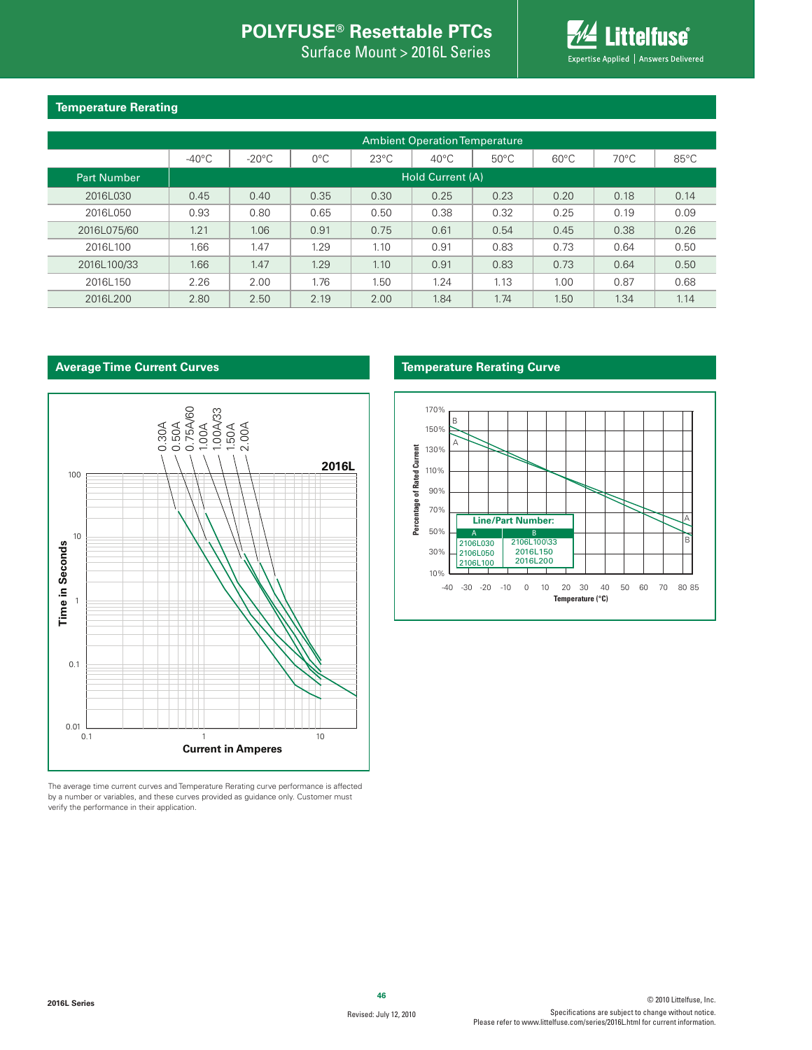## Temperature Rerating

| | Ambient Operation Temperature | | | | | | | | |
|---|---|---|---|---|---|---|---|---|---|
| | -40°C | -20°C | 0°C | 23°C | 40°C | 50°C | 60°C | 70°C | 85°C |
| Part Number | Hold Current (A) | | | | | | | | |
| 2016L030 | 0.45 | 0.40 | 0.35 | 0.30 | 0.25 | 0.23 | 0.20 | 0.18 | 0.14 |
| 2016L050 | 0.93 | 0.80 | 0.65 | 0.50 | 0.38 | 0.32 | 0.25 | 0.19 | 0.09 |
| 2016L075/60 | 1.21 | 1.06 | 0.91 | 0.75 | 0.61 | 0.54 | 0.45 | 0.38 | 0.26 |
| 2016L100 | 1.66 | 1.47 | 1.29 | 1.10 | 0.91 | 0.83 | 0.73 | 0.64 | 0.50 |
| 2016L100/33 | 1.66 | 1.47 | 1.29 | 1.10 | 0.91 | 0.83 | 0.73 | 0.64 | 0.50 |
| 2016L150 | 2.26 | 2.00 | 1.76 | 1.50 | 1.24 | 1.13 | 1.00 | 0.87 | 0.68 |
| 2016L200 | 2.80 | 2.50 | 2.19 | 2.00 | 1.84 | 1.74 | 1.50 | 1.34 | 1.14 |

## Average Time Current Curves

2016L

0.30A, 0.50A, 0.75A/60, 1.00A, 1.00A/33, 1.50A, 2.00A

Time in Seconds (0.01 – 100) vs. Current in Amperes (0.1 – 10)

The average time current curves and Temperature Rerating curve performance is affected by a number or variables, and these curves provided as guidance only. Customer must verify the performance in their application.

## Temperature Rerating Curve

Percentage of Rated Current (10% – 170%) vs. Temperature (°C) (-40 – 85)

| Line/Part Number: | |
|---|---|
| A | B |
| 2106L030<br>2106L050<br>2106L100 | 2106L100\33<br>2016L150<br>2016L200 |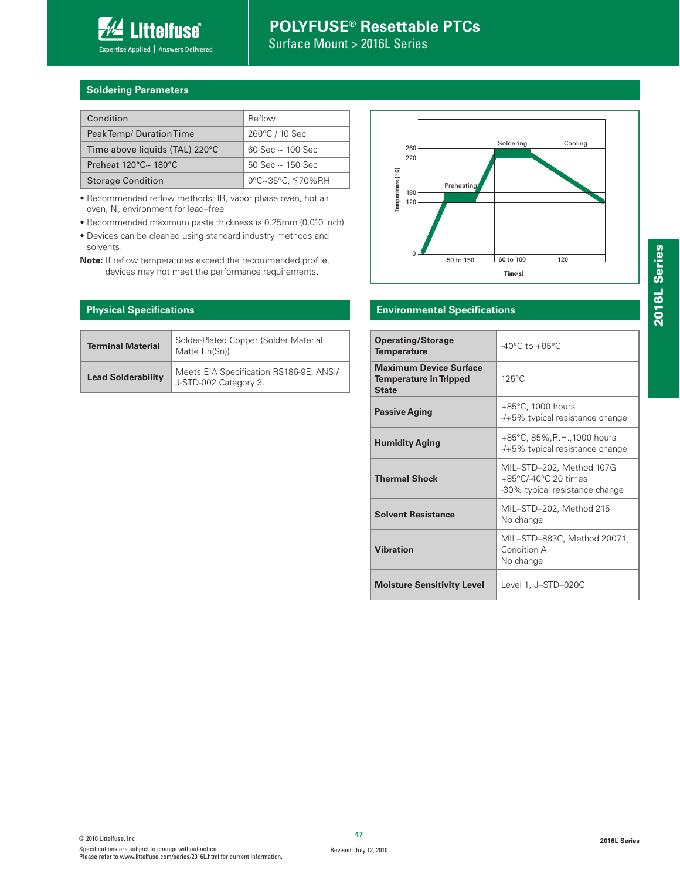## Soldering Parameters

| Condition | Reflow |
|---|---|
| Peak Temp/ Duration Time | 260°C / 10 Sec |
| Time above liquids (TAL) 220°C | 60 Sec ~ 100 Sec |
| Preheat 120°C~ 180°C | 50 Sec ~ 150 Sec |
| Storage Condition | 0°C~35°C, ≦70%RH |

- Recommended reflow methods: IR, vapor phase oven, hot air oven, $N_2$ environment for lead–free
- Recommended maximum paste thickness is 0.25mm (0.010 inch)
- Devices can be cleaned using standard industry methods and solvents.

**Note:** If reflow temperatures exceed the recommended profile, devices may not meet the performance requirements.

## Physical Specifications

| | |
|---|---|
| **Terminal Material** | Solder-Plated Copper (Solder Material: Matte Tin(Sn)) |
| **Lead Solderability** | Meets EIA Specification RS186-9E, ANSI/ J-STD-002 Category 3. |

## Environmental Specifications

| | |
|---|---|
| **Operating/Storage Temperature** | -40°C to +85°C |
| **Maximum Device Surface Temperature in Tripped State** | 125°C |
| **Passive Aging** | +85°C, 1000 hours<br>-/+5% typical resistance change |
| **Humidity Aging** | +85°C, 85%,R.H.,1000 hours<br>-/+5% typical resistance change |
| **Thermal Shock** | MIL–STD–202, Method 107G<br>+85°C/-40°C 20 times<br>-30% typical resistance change |
| **Solvent Resistance** | MIL–STD–202, Method 215<br>No change |
| **Vibration** | MIL–STD–883C, Method 2007.1, Condition A<br>No change |
| **Moisture Sensitivity Level** | Level 1, J–STD–020C |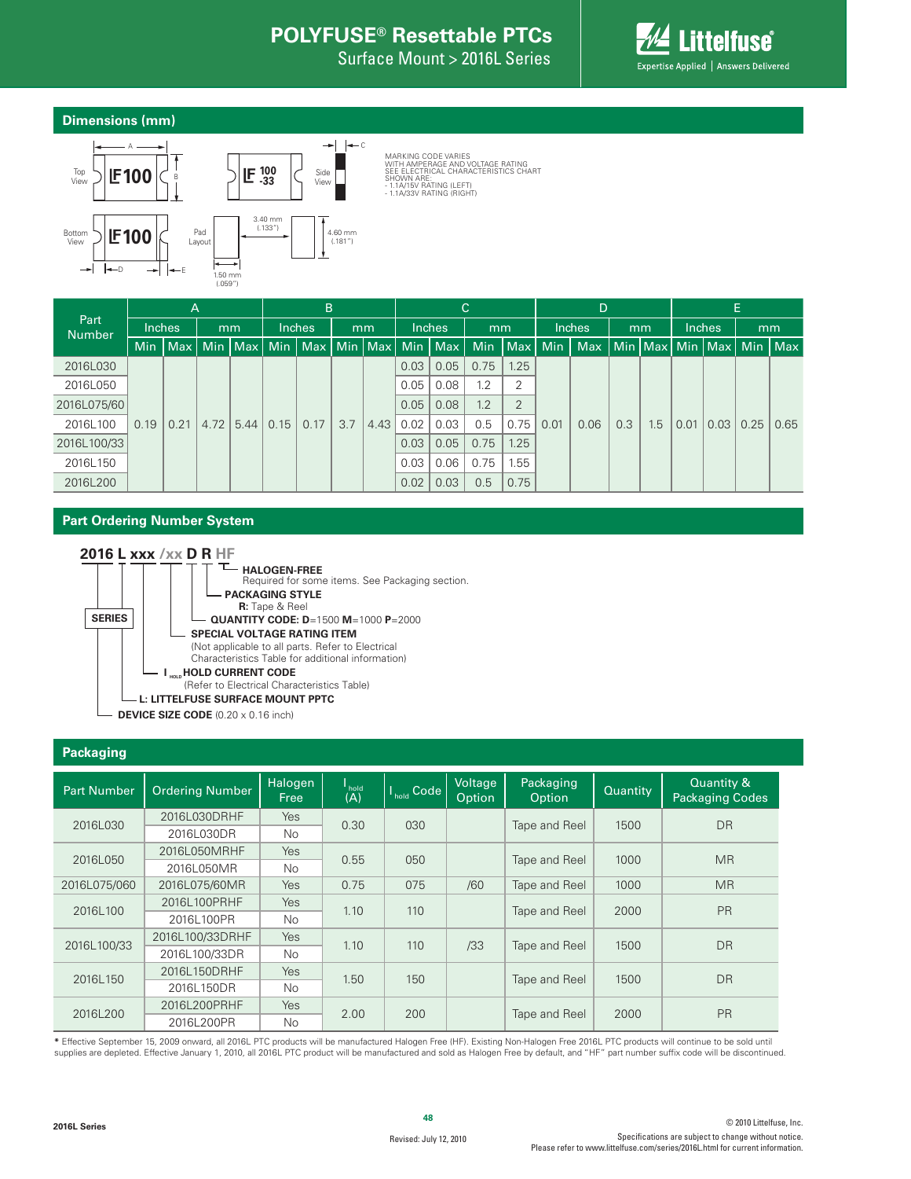## Dimensions (mm)

MARKING CODE VARIES WITH AMPERAGE AND VOLTAGE RATING SEE ELECTRICAL CHARACTERISTICS CHART SHOWN ARE:
- 1.1A/15V RATING (LEFT)
- 1.1A/33V RATING (RIGHT)

Top View, Bottom View, Side View, Pad Layout: 3.40 mm (.133"), 4.60 mm (.181"), 1.50 mm (.059")

| Part Number | A | | | | B | | | | C | | | | D | | | | E | | | |
|---|---|---|---|---|---|---|---|---|---|---|---|---|---|---|---|---|---|---|---|---|
| | Inches | | mm | | Inches | | mm | | Inches | | mm | | Inches | | mm | | Inches | | mm | |
| | Min | Max | Min | Max | Min | Max | Min | Max | Min | Max | Min | Max | Min | Max | Min | Max | Min | Max | Min | Max |
| 2016L030 | 0.19 | 0.21 | 4.72 | 5.44 | 0.15 | 0.17 | 3.7 | 4.43 | 0.03 | 0.05 | 0.75 | 1.25 | 0.01 | 0.06 | 0.3 | 1.5 | 0.01 | 0.03 | 0.25 | 0.65 |
| 2016L050 | 0.19 | 0.21 | 4.72 | 5.44 | 0.15 | 0.17 | 3.7 | 4.43 | 0.05 | 0.08 | 1.2 | 2 | 0.01 | 0.06 | 0.3 | 1.5 | 0.01 | 0.03 | 0.25 | 0.65 |
| 2016L075/60 | 0.19 | 0.21 | 4.72 | 5.44 | 0.15 | 0.17 | 3.7 | 4.43 | 0.05 | 0.08 | 1.2 | 2 | 0.01 | 0.06 | 0.3 | 1.5 | 0.01 | 0.03 | 0.25 | 0.65 |
| 2016L100 | 0.19 | 0.21 | 4.72 | 5.44 | 0.15 | 0.17 | 3.7 | 4.43 | 0.02 | 0.03 | 0.5 | 0.75 | 0.01 | 0.06 | 0.3 | 1.5 | 0.01 | 0.03 | 0.25 | 0.65 |
| 2016L100/33 | 0.19 | 0.21 | 4.72 | 5.44 | 0.15 | 0.17 | 3.7 | 4.43 | 0.03 | 0.05 | 0.75 | 1.25 | 0.01 | 0.06 | 0.3 | 1.5 | 0.01 | 0.03 | 0.25 | 0.65 |
| 2016L150 | 0.19 | 0.21 | 4.72 | 5.44 | 0.15 | 0.17 | 3.7 | 4.43 | 0.03 | 0.06 | 0.75 | 1.55 | 0.01 | 0.06 | 0.3 | 1.5 | 0.01 | 0.03 | 0.25 | 0.65 |
| 2016L200 | 0.19 | 0.21 | 4.72 | 5.44 | 0.15 | 0.17 | 3.7 | 4.43 | 0.02 | 0.03 | 0.5 | 0.75 | 0.01 | 0.06 | 0.3 | 1.5 | 0.01 | 0.03 | 0.25 | 0.65 |

## Part Ordering Number System

**2016 L xxx /xx D R HF**

- **HALOGEN-FREE** — Required for some items. See Packaging section.
- **PACKAGING STYLE** — **R:** Tape & Reel
- **QUANTITY CODE: D**=1500 **M**=1000 **P**=2000
- **SPECIAL VOLTAGE RATING ITEM** — (Not applicable to all parts. Refer to Electrical Characteristics Table for additional information)
- **$I_{HOLD}$ HOLD CURRENT CODE** — (Refer to Electrical Characteristics Table)
- **L: LITTELFUSE SURFACE MOUNT PPTC**
- **DEVICE SIZE CODE** (0.20 x 0.16 inch)
- **SERIES**

## Packaging

| Part Number | Ordering Number | Halogen Free | $I_{hold}$ (A) | $I_{hold}$ Code | Voltage Option | Packaging Option | Quantity | Quantity & Packaging Codes |
|---|---|---|---|---|---|---|---|---|
| 2016L030 | 2016L030DRHF | Yes | 0.30 | 030 | | Tape and Reel | 1500 | DR |
| | 2016L030DR | No | | | | | | |
| 2016L050 | 2016L050MRHF | Yes | 0.55 | 050 | | Tape and Reel | 1000 | MR |
| | 2016L050MR | No | | | | | | |
| 2016L075/060 | 2016L075/60MR | Yes | 0.75 | 075 | /60 | Tape and Reel | 1000 | MR |
| 2016L100 | 2016L100PRHF | Yes | 1.10 | 110 | | Tape and Reel | 2000 | PR |
| | 2016L100PR | No | | | | | | |
| 2016L100/33 | 2016L100/33DRHF | Yes | 1.10 | 110 | /33 | Tape and Reel | 1500 | DR |
| | 2016L100/33DR | No | | | | | | |
| 2016L150 | 2016L150DRHF | Yes | 1.50 | 150 | | Tape and Reel | 1500 | DR |
| | 2016L150DR | No | | | | | | |
| 2016L200 | 2016L200PRHF | Yes | 2.00 | 200 | | Tape and Reel | 2000 | PR |
| | 2016L200PR | No | | | | | | |

* Effective September 15, 2009 onward, all 2016L PTC products will be manufactured Halogen Free (HF). Existing Non-Halogen Free 2016L PTC products will continue to be sold until supplies are depleted. Effective January 1, 2010, all 2016L PTC product will be manufactured and sold as Halogen Free by default, and "HF" part number suffix code will be discontinued.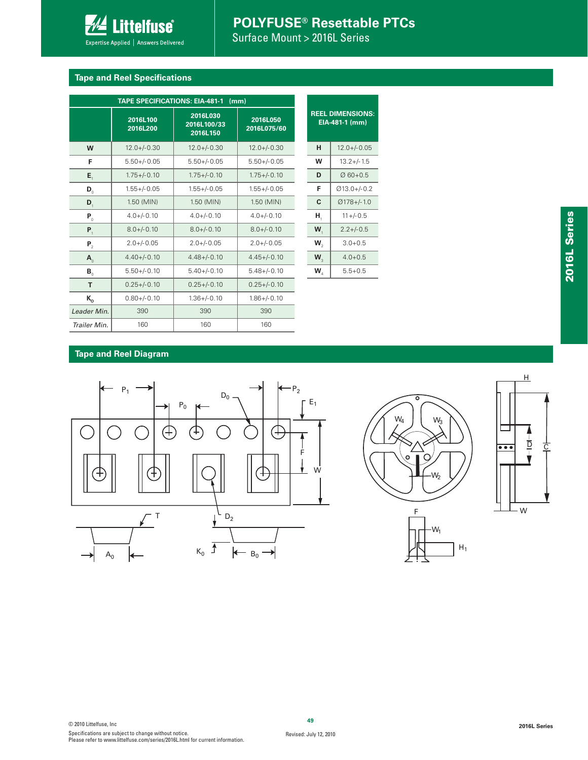## Tape and Reel Specifications

| TAPE SPECIFICATIONS: EIA-481-1 (mm) | 2016L100 2016L200 | 2016L030 2016L100/33 2016L150 | 2016L050 2016L075/60 |
|---|---|---|---|
| W | 12.0+/-0.30 | 12.0+/-0.30 | 12.0+/-0.30 |
| F | 5.50+/-0.05 | 5.50+/-0.05 | 5.50+/-0.05 |
| $E_1$ | 1.75+/-0.10 | 1.75+/-0.10 | 1.75+/-0.10 |
| $D_0$ | 1.55+/-0.05 | 1.55+/-0.05 | 1.55+/-0.05 |
| $D_1$ | 1.50 (MIN) | 1.50 (MIN) | 1.50 (MIN) |
| $P_0$ | 4.0+/-0.10 | 4.0+/-0.10 | 4.0+/-0.10 |
| $P_1$ | 8.0+/-0.10 | 8.0+/-0.10 | 8.0+/-0.10 |
| $P_2$ | 2.0+/-0.05 | 2.0+/-0.05 | 2.0+/-0.05 |
| $A_0$ | 4.40+/-0.10 | 4.48+/-0.10 | 4.45+/-0.10 |
| $B_0$ | 5.50+/-0.10 | 5.40+/-0.10 | 5.48+/-0.10 |
| T | 0.25+/-0.10 | 0.25+/-0.10 | 0.25+/-0.10 |
| $K_0$ | 0.80+/-0.10 | 1.36+/-0.10 | 1.86+/-0.10 |
| *Leader Min.* | 390 | 390 | 390 |
| *Trailer Min.* | 160 | 160 | 160 |

| REEL DIMENSIONS: EIA-481-1 (mm) | |
|---|---|
| H | 12.0+/-0.05 |
| W | 13.2+/-1.5 |
| D | Ø 60+0.5 |
| F | Ø13.0+/-0.2 |
| C | Ø178+/-1.0 |
| $H_1$ | 11+/-0.5 |
| $W_1$ | 2.2+/-0.5 |
| $W_2$ | 3.0+0.5 |
| $W_3$ | 4.0+0.5 |
| $W_4$ | 5.5+0.5 |

## Tape and Reel Diagram

© 2010 Littelfuse, Inc

Specifications are subject to change without notice.
Please refer to www.littelfuse.com/series/2016L.html for current information.

Revised: July 12, 2010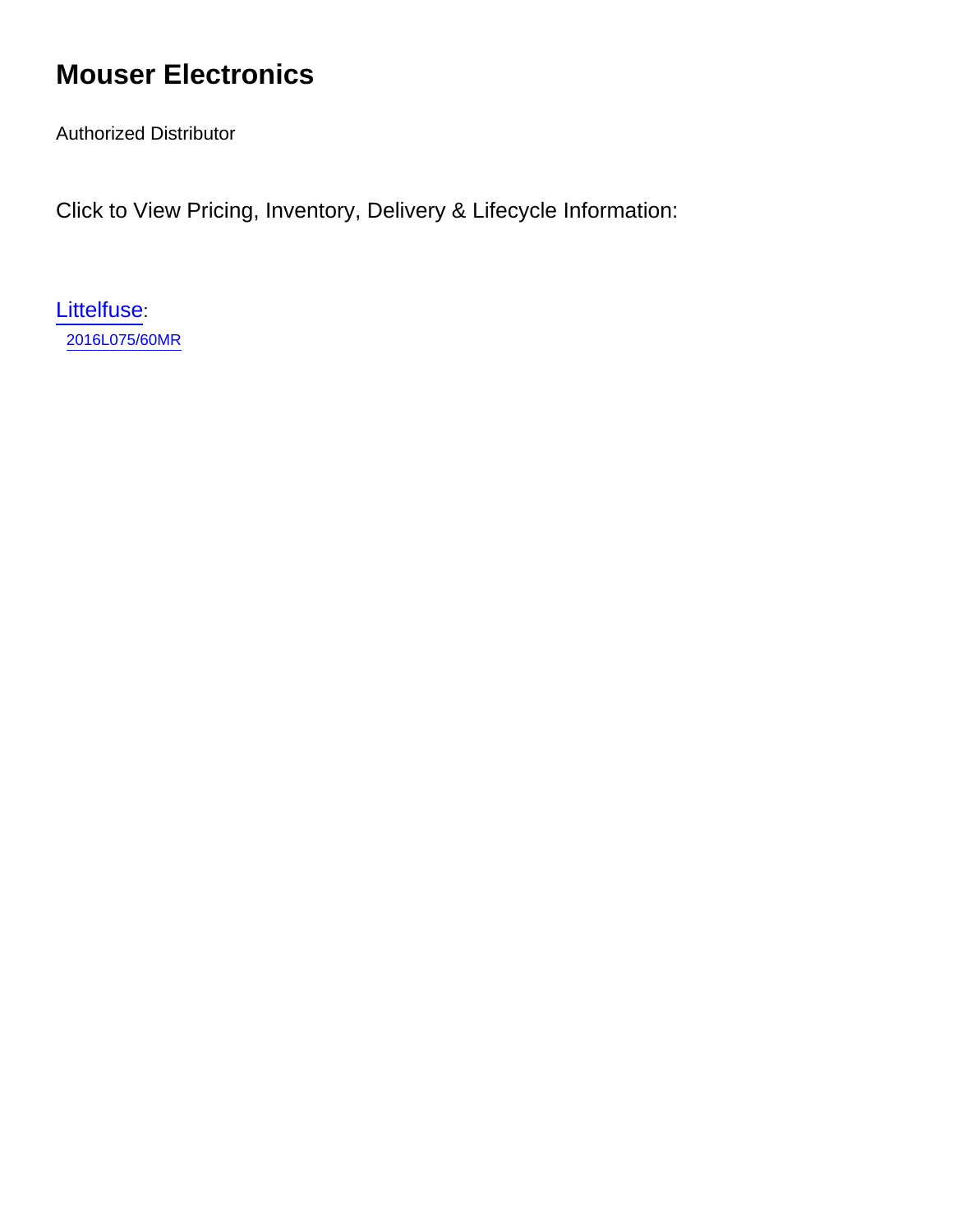# Mouser Electronics

Authorized Distributor

Click to View Pricing, Inventory, Delivery & Lifecycle Information:

Littelfuse:

2016L075/60MR